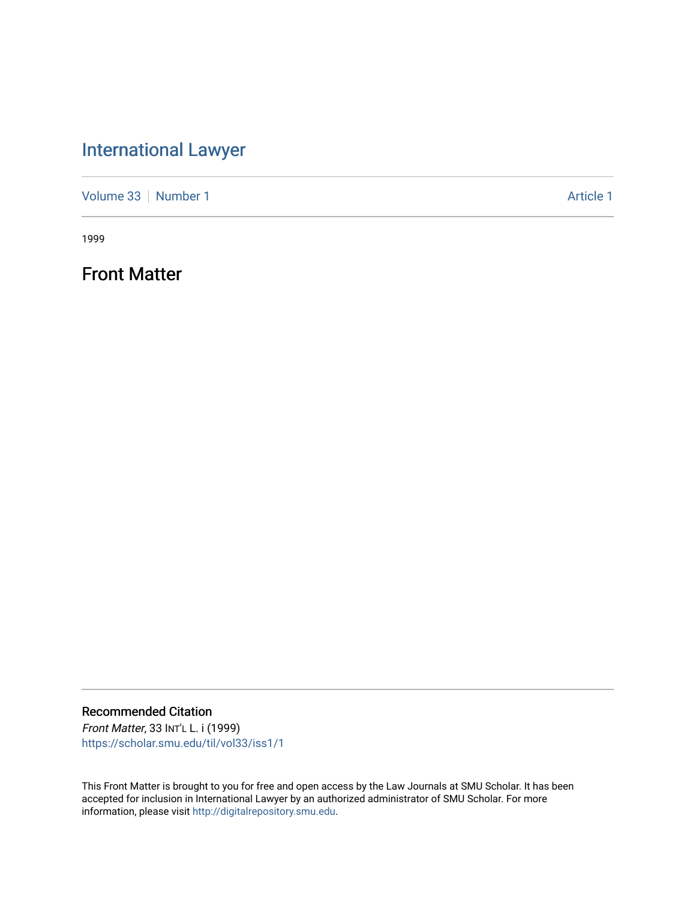# International Lawyer

Volume 33 | Number 1 Article 1

1999

## Front Matter

### Recommended Citation

*Front Matter*, 33 INT'L L. i (1999)
https://scholar.smu.edu/til/vol33/iss1/1

This Front Matter is brought to you for free and open access by the Law Journals at SMU Scholar. It has been accepted for inclusion in International Lawyer by an authorized administrator of SMU Scholar. For more information, please visit http://digitalrepository.smu.edu.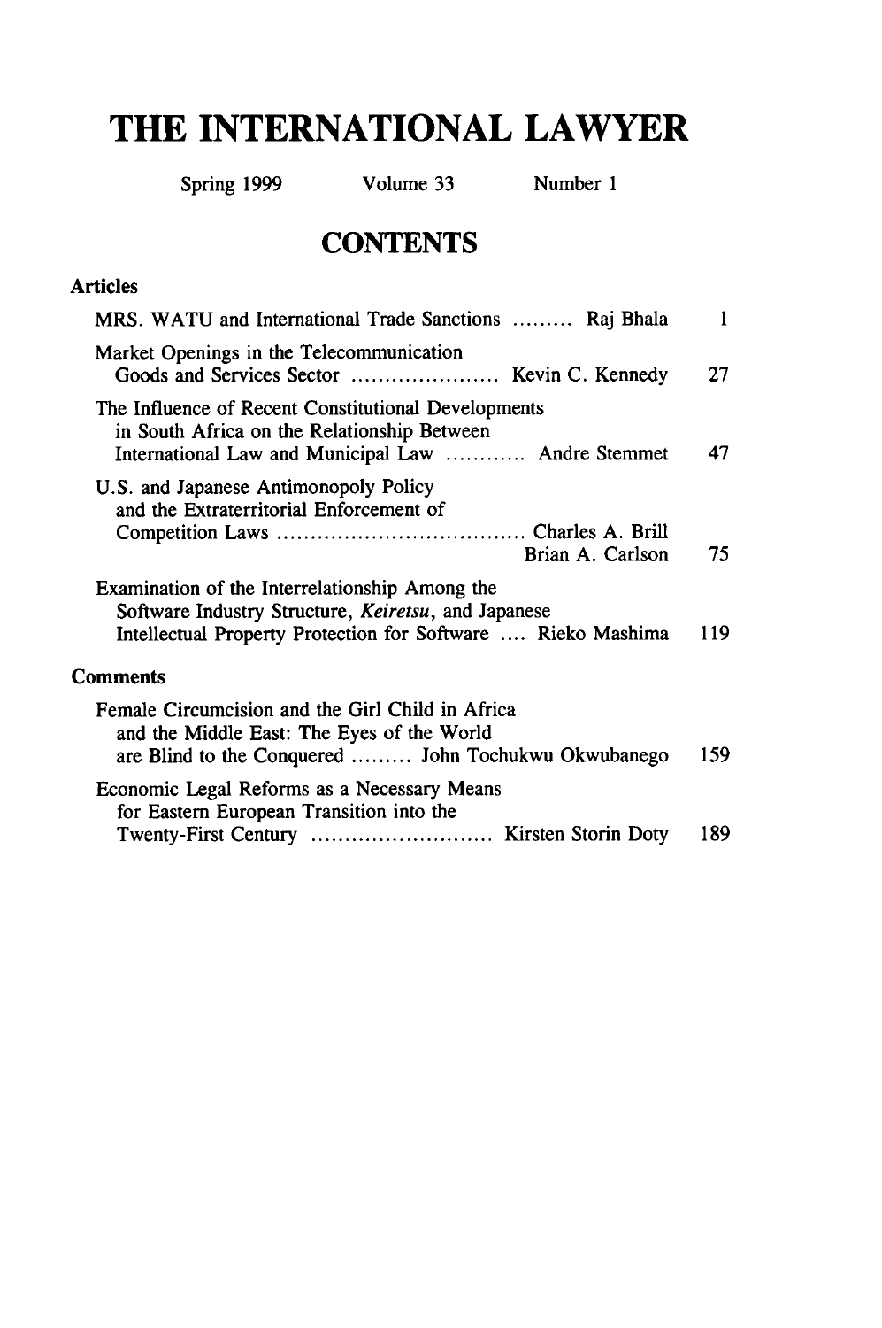# THE INTERNATIONAL LAWYER

Spring 1999 Volume 33 Number 1

## CONTENTS

### Articles

| | | |
|---|---|---|
| MRS. WATU and International Trade Sanctions | Raj Bhala | 1 |
| Market Openings in the Telecommunication Goods and Services Sector | Kevin C. Kennedy | 27 |
| The Influence of Recent Constitutional Developments in South Africa on the Relationship Between International Law and Municipal Law | Andre Stemmet | 47 |
| U.S. and Japanese Antimonopoly Policy and the Extraterritorial Enforcement of Competition Laws | Charles A. Brill<br>Brian A. Carlson | 75 |
| Examination of the Interrelationship Among the Software Industry Structure, *Keiretsu*, and Japanese Intellectual Property Protection for Software | Rieko Mashima | 119 |

### Comments

| | | |
|---|---|---|
| Female Circumcision and the Girl Child in Africa and the Middle East: The Eyes of the World are Blind to the Conquered | John Tochukwu Okwubanego | 159 |
| Economic Legal Reforms as a Necessary Means for Eastern European Transition into the Twenty-First Century | Kirsten Storin Doty | 189 |